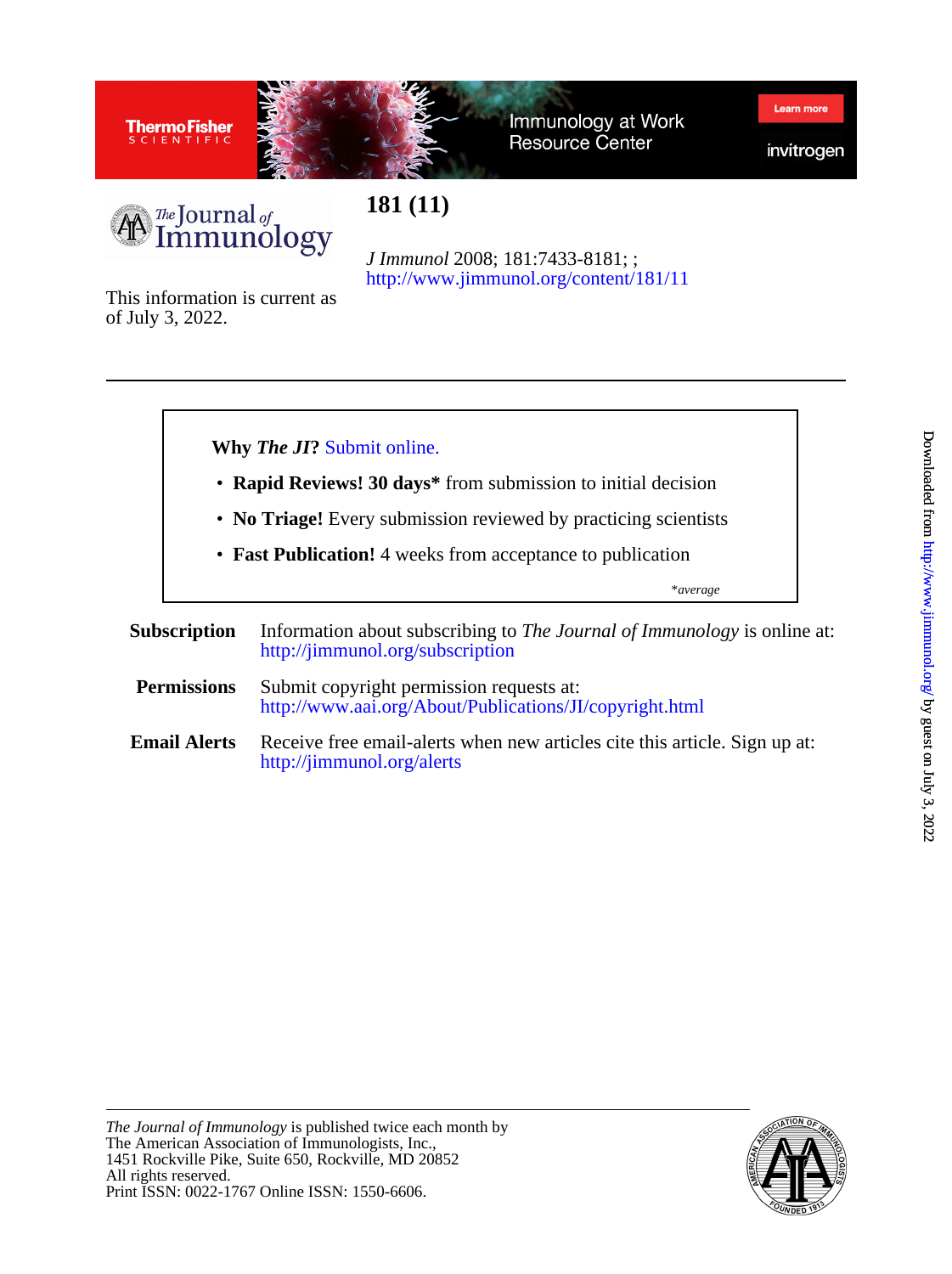# 181 (11)

*J Immunol* 2008; 181:7433-8181; ;
http://www.jimmunol.org/content/181/11

This information is current as of July 3, 2022.

---

**Why *The JI*?** Submit online.

- **Rapid Reviews! 30 days*** from submission to initial decision
- **No Triage!** Every submission reviewed by practicing scientists
- **Fast Publication!** 4 weeks from acceptance to publication

*\*average*

**Subscription** Information about subscribing to *The Journal of Immunology* is online at: http://jimmunol.org/subscription

**Permissions** Submit copyright permission requests at: http://www.aai.org/About/Publications/JI/copyright.html

**Email Alerts** Receive free email-alerts when new articles cite this article. Sign up at: http://jimmunol.org/alerts

---

*The Journal of Immunology* is published twice each month by
The American Association of Immunologists, Inc.,
1451 Rockville Pike, Suite 650, Rockville, MD 20852
All rights reserved.
Print ISSN: 0022-1767 Online ISSN: 1550-6606.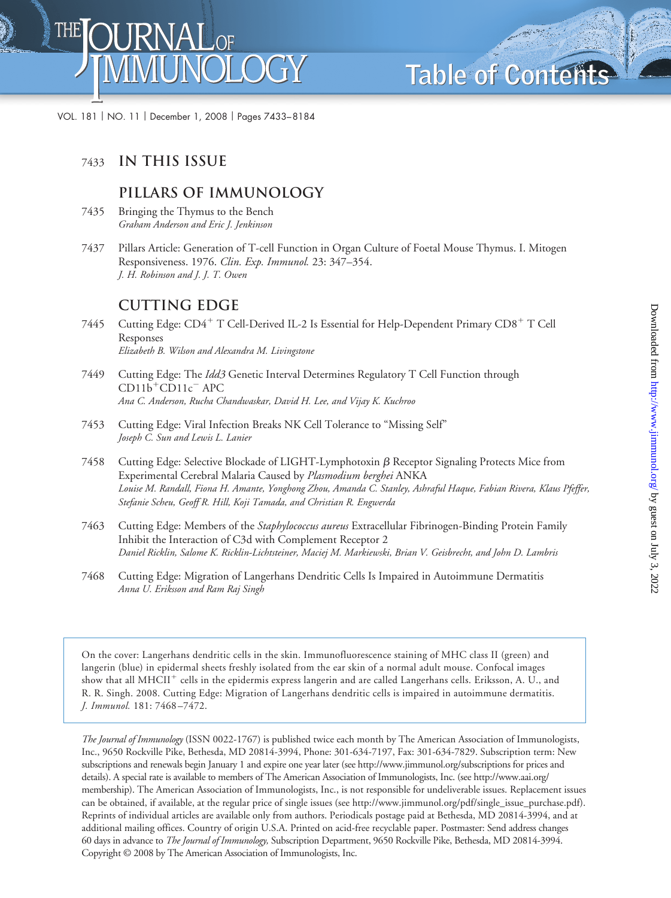# THE JOURNAL OF IMMUNOLOGY

## Table of Contents

VOL. 181 | NO. 11 | December 1, 2008 | Pages 7433–8184

7433 **IN THIS ISSUE**

## PILLARS OF IMMUNOLOGY

7435 Bringing the Thymus to the Bench
*Graham Anderson and Eric J. Jenkinson*

7437 Pillars Article: Generation of T-cell Function in Organ Culture of Foetal Mouse Thymus. I. Mitogen Responsiveness. 1976. *Clin. Exp. Immunol.* 23: 347–354.
*J. H. Robinson and J. J. T. Owen*

## CUTTING EDGE

7445 Cutting Edge: $CD4^+$ T Cell-Derived IL-2 Is Essential for Help-Dependent Primary $CD8^+$ T Cell Responses
*Elizabeth B. Wilson and Alexandra M. Livingstone*

7449 Cutting Edge: The *Idd3* Genetic Interval Determines Regulatory T Cell Function through $CD11b^+CD11c^-$ APC
*Ana C. Anderson, Rucha Chandwaskar, David H. Lee, and Vijay K. Kuchroo*

7453 Cutting Edge: Viral Infection Breaks NK Cell Tolerance to "Missing Self"
*Joseph C. Sun and Lewis L. Lanier*

7458 Cutting Edge: Selective Blockade of LIGHT-Lymphotoxin $\beta$ Receptor Signaling Protects Mice from Experimental Cerebral Malaria Caused by *Plasmodium berghei* ANKA
*Louise M. Randall, Fiona H. Amante, Yonghong Zhou, Amanda C. Stanley, Ashraful Haque, Fabian Rivera, Klaus Pfeffer, Stefanie Scheu, Geoff R. Hill, Koji Tamada, and Christian R. Engwerda*

7463 Cutting Edge: Members of the *Staphylococcus aureus* Extracellular Fibrinogen-Binding Protein Family Inhibit the Interaction of C3d with Complement Receptor 2
*Daniel Ricklin, Salome K. Ricklin-Lichtsteiner, Maciej M. Markiewski, Brian V. Geisbrecht, and John D. Lambris*

7468 Cutting Edge: Migration of Langerhans Dendritic Cells Is Impaired in Autoimmune Dermatitis
*Anna U. Eriksson and Ram Raj Singh*

On the cover: Langerhans dendritic cells in the skin. Immunofluorescence staining of MHC class II (green) and langerin (blue) in epidermal sheets freshly isolated from the ear skin of a normal adult mouse. Confocal images show that all $MHCII^+$ cells in the epidermis express langerin and are called Langerhans cells. Eriksson, A. U., and R. R. Singh. 2008. Cutting Edge: Migration of Langerhans dendritic cells is impaired in autoimmune dermatitis. *J. Immunol.* 181: 7468–7472.

*The Journal of Immunology* (ISSN 0022-1767) is published twice each month by The American Association of Immunologists, Inc., 9650 Rockville Pike, Bethesda, MD 20814-3994, Phone: 301-634-7197, Fax: 301-634-7829. Subscription term: New subscriptions and renewals begin January 1 and expire one year later (see http://www.jimmunol.org/subscriptions for prices and details). A special rate is available to members of The American Association of Immunologists, Inc. (see http://www.aai.org/membership). The American Association of Immunologists, Inc., is not responsible for undeliverable issues. Replacement issues can be obtained, if available, at the regular price of single issues (see http://www.jimmunol.org/pdf/single_issue_purchase.pdf). Reprints of individual articles are available only from authors. Periodicals postage paid at Bethesda, MD 20814-3994, and at additional mailing offices. Country of origin U.S.A. Printed on acid-free recyclable paper. Postmaster: Send address changes 60 days in advance to *The Journal of Immunology,* Subscription Department, 9650 Rockville Pike, Bethesda, MD 20814-3994. Copyright © 2008 by The American Association of Immunologists, Inc.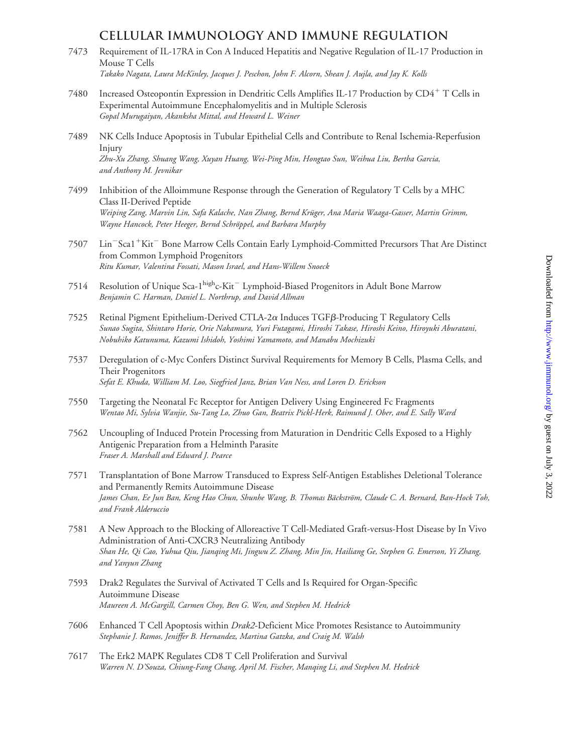## CELLULAR IMMUNOLOGY AND IMMUNE REGULATION

7473 Requirement of IL-17RA in Con A Induced Hepatitis and Negative Regulation of IL-17 Production in Mouse T Cells
*Takako Nagata, Laura McKinley, Jacques J. Peschon, John F. Alcorn, Shean J. Aujla, and Jay K. Kolls*

7480 Increased Osteopontin Expression in Dendritic Cells Amplifies IL-17 Production by CD4$^+$ T Cells in Experimental Autoimmune Encephalomyelitis and in Multiple Sclerosis
*Gopal Murugaiyan, Akanksha Mittal, and Howard L. Weiner*

7489 NK Cells Induce Apoptosis in Tubular Epithelial Cells and Contribute to Renal Ischemia-Reperfusion Injury
*Zhu-Xu Zhang, Shuang Wang, Xuyan Huang, Wei-Ping Min, Hongtao Sun, Weihua Liu, Bertha Garcia, and Anthony M. Jevnikar*

7499 Inhibition of the Alloimmune Response through the Generation of Regulatory T Cells by a MHC Class II-Derived Peptide
*Weiping Zang, Marvin Lin, Safa Kalache, Nan Zhang, Bernd Krüger, Ana Maria Waaga-Gasser, Martin Grimm, Wayne Hancock, Peter Heeger, Bernd Schröppel, and Barbara Murphy*

7507 Lin$^-$Sca1$^+$Kit$^-$ Bone Marrow Cells Contain Early Lymphoid-Committed Precursors That Are Distinct from Common Lymphoid Progenitors
*Ritu Kumar, Valentina Fossati, Mason Israel, and Hans-Willem Snoeck*

7514 Resolution of Unique Sca-1$^{high}$c-Kit$^-$ Lymphoid-Biased Progenitors in Adult Bone Marrow
*Benjamin C. Harman, Daniel L. Northrup, and David Allman*

7525 Retinal Pigment Epithelium-Derived CTLA-2$\alpha$ Induces TGF$\beta$-Producing T Regulatory Cells
*Sunao Sugita, Shintaro Horie, Orie Nakamura, Yuri Futagami, Hiroshi Takase, Hiroshi Keino, Hiroyuki Aburatani, Nobuhiko Katunuma, Kazumi Ishidoh, Yoshimi Yamamoto, and Manabu Mochizuki*

7537 Deregulation of c-Myc Confers Distinct Survival Requirements for Memory B Cells, Plasma Cells, and Their Progenitors
*Sefat E. Khuda, William M. Loo, Siegfried Janz, Brian Van Ness, and Loren D. Erickson*

7550 Targeting the Neonatal Fc Receptor for Antigen Delivery Using Engineered Fc Fragments
*Wentao Mi, Sylvia Wanjie, Su-Tang Lo, Zhuo Gan, Beatrix Pickl-Herk, Raimund J. Ober, and E. Sally Ward*

7562 Uncoupling of Induced Protein Processing from Maturation in Dendritic Cells Exposed to a Highly Antigenic Preparation from a Helminth Parasite
*Fraser A. Marshall and Edward J. Pearce*

7571 Transplantation of Bone Marrow Transduced to Express Self-Antigen Establishes Deletional Tolerance and Permanently Remits Autoimmune Disease
*James Chan, Ee Jun Ban, Keng Hao Chun, Shunhe Wang, B. Thomas Bäckström, Claude C. A. Bernard, Ban-Hock Toh, and Frank Alderuccio*

7581 A New Approach to the Blocking of Alloreactive T Cell-Mediated Graft-versus-Host Disease by In Vivo Administration of Anti-CXCR3 Neutralizing Antibody
*Shan He, Qi Cao, Yuhua Qiu, Jianqing Mi, Jingwu Z. Zhang, Min Jin, Hailiang Ge, Stephen G. Emerson, Yi Zhang, and Yanyun Zhang*

7593 Drak2 Regulates the Survival of Activated T Cells and Is Required for Organ-Specific Autoimmune Disease
*Maureen A. McGargill, Carmen Choy, Ben G. Wen, and Stephen M. Hedrick*

7606 Enhanced T Cell Apoptosis within *Drak2*-Deficient Mice Promotes Resistance to Autoimmunity
*Stephanie J. Ramos, Jeniffer B. Hernandez, Martina Gatzka, and Craig M. Walsh*

7617 The Erk2 MAPK Regulates CD8 T Cell Proliferation and Survival
*Warren N. D'Souza, Chiung-Fang Chang, April M. Fischer, Manqing Li, and Stephen M. Hedrick*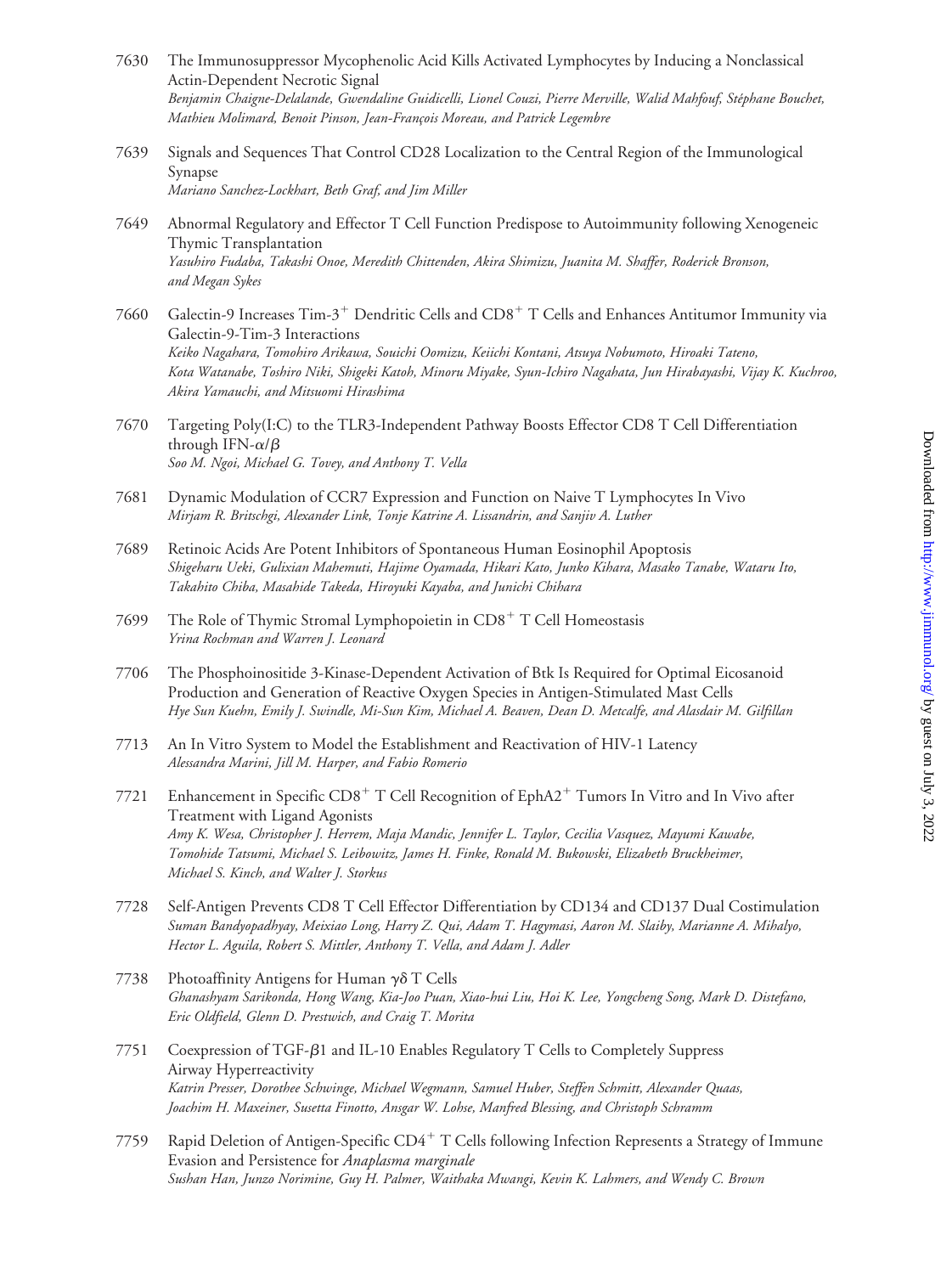7630 The Immunosuppressor Mycophenolic Acid Kills Activated Lymphocytes by Inducing a Nonclassical Actin-Dependent Necrotic Signal
*Benjamin Chaigne-Delalande, Gwendaline Guidicelli, Lionel Couzi, Pierre Merville, Walid Mahfouf, Stéphane Bouchet, Mathieu Molimard, Benoit Pinson, Jean-François Moreau, and Patrick Legembre*

7639 Signals and Sequences That Control CD28 Localization to the Central Region of the Immunological Synapse
*Mariano Sanchez-Lockhart, Beth Graf, and Jim Miller*

7649 Abnormal Regulatory and Effector T Cell Function Predispose to Autoimmunity following Xenogeneic Thymic Transplantation
*Yasuhiro Fudaba, Takashi Onoe, Meredith Chittenden, Akira Shimizu, Juanita M. Shaffer, Roderick Bronson, and Megan Sykes*

7660 Galectin-9 Increases Tim-3$^+$ Dendritic Cells and CD8$^+$ T Cells and Enhances Antitumor Immunity via Galectin-9-Tim-3 Interactions
*Keiko Nagahara, Tomohiro Arikawa, Souichi Oomizu, Keiichi Kontani, Atsuya Nobumoto, Hiroaki Tateno, Kota Watanabe, Toshiro Niki, Shigeki Katoh, Minoru Miyake, Syun-Ichiro Nagahata, Jun Hirabayashi, Vijay K. Kuchroo, Akira Yamauchi, and Mitsuomi Hirashima*

7670 Targeting Poly(I:C) to the TLR3-Independent Pathway Boosts Effector CD8 T Cell Differentiation through IFN-$\alpha/\beta$
*Soo M. Ngoi, Michael G. Tovey, and Anthony T. Vella*

7681 Dynamic Modulation of CCR7 Expression and Function on Naive T Lymphocytes In Vivo
*Mirjam R. Britschgi, Alexander Link, Tonje Katrine A. Lissandrin, and Sanjiv A. Luther*

7689 Retinoic Acids Are Potent Inhibitors of Spontaneous Human Eosinophil Apoptosis
*Shigeharu Ueki, Gulixian Mahemuti, Hajime Oyamada, Hikari Kato, Junko Kihara, Masako Tanabe, Wataru Ito, Takahito Chiba, Masahide Takeda, Hiroyuki Kayaba, and Junichi Chihara*

7699 The Role of Thymic Stromal Lymphopoietin in CD8$^+$ T Cell Homeostasis
*Yrina Rochman and Warren J. Leonard*

7706 The Phosphoinositide 3-Kinase-Dependent Activation of Btk Is Required for Optimal Eicosanoid Production and Generation of Reactive Oxygen Species in Antigen-Stimulated Mast Cells
*Hye Sun Kuehn, Emily J. Swindle, Mi-Sun Kim, Michael A. Beaven, Dean D. Metcalfe, and Alasdair M. Gilfillan*

7713 An In Vitro System to Model the Establishment and Reactivation of HIV-1 Latency
*Alessandra Marini, Jill M. Harper, and Fabio Romerio*

7721 Enhancement in Specific CD8$^+$ T Cell Recognition of EphA2$^+$ Tumors In Vitro and In Vivo after Treatment with Ligand Agonists
*Amy K. Wesa, Christopher J. Herrem, Maja Mandic, Jennifer L. Taylor, Cecilia Vasquez, Mayumi Kawabe, Tomohide Tatsumi, Michael S. Leibowitz, James H. Finke, Ronald M. Bukowski, Elizabeth Bruckheimer, Michael S. Kinch, and Walter J. Storkus*

7728 Self-Antigen Prevents CD8 T Cell Effector Differentiation by CD134 and CD137 Dual Costimulation
*Suman Bandyopadhyay, Meixiao Long, Harry Z. Qui, Adam T. Hagymasi, Aaron M. Slaiby, Marianne A. Mihalyo, Hector L. Aguila, Robert S. Mittler, Anthony T. Vella, and Adam J. Adler*

7738 Photoaffinity Antigens for Human $\gamma\delta$ T Cells
*Ghanashyam Sarikonda, Hong Wang, Kia-Joo Puan, Xiao-hui Liu, Hoi K. Lee, Yongcheng Song, Mark D. Distefano, Eric Oldfield, Glenn D. Prestwich, and Craig T. Morita*

7751 Coexpression of TGF-$\beta$1 and IL-10 Enables Regulatory T Cells to Completely Suppress Airway Hyperreactivity
*Katrin Presser, Dorothee Schwinge, Michael Wegmann, Samuel Huber, Steffen Schmitt, Alexander Quaas, Joachim H. Maxeiner, Susetta Finotto, Ansgar W. Lohse, Manfred Blessing, and Christoph Schramm*

7759 Rapid Deletion of Antigen-Specific CD4$^+$ T Cells following Infection Represents a Strategy of Immune Evasion and Persistence for *Anaplasma marginale*
*Sushan Han, Junzo Norimine, Guy H. Palmer, Waithaka Mwangi, Kevin K. Lahmers, and Wendy C. Brown*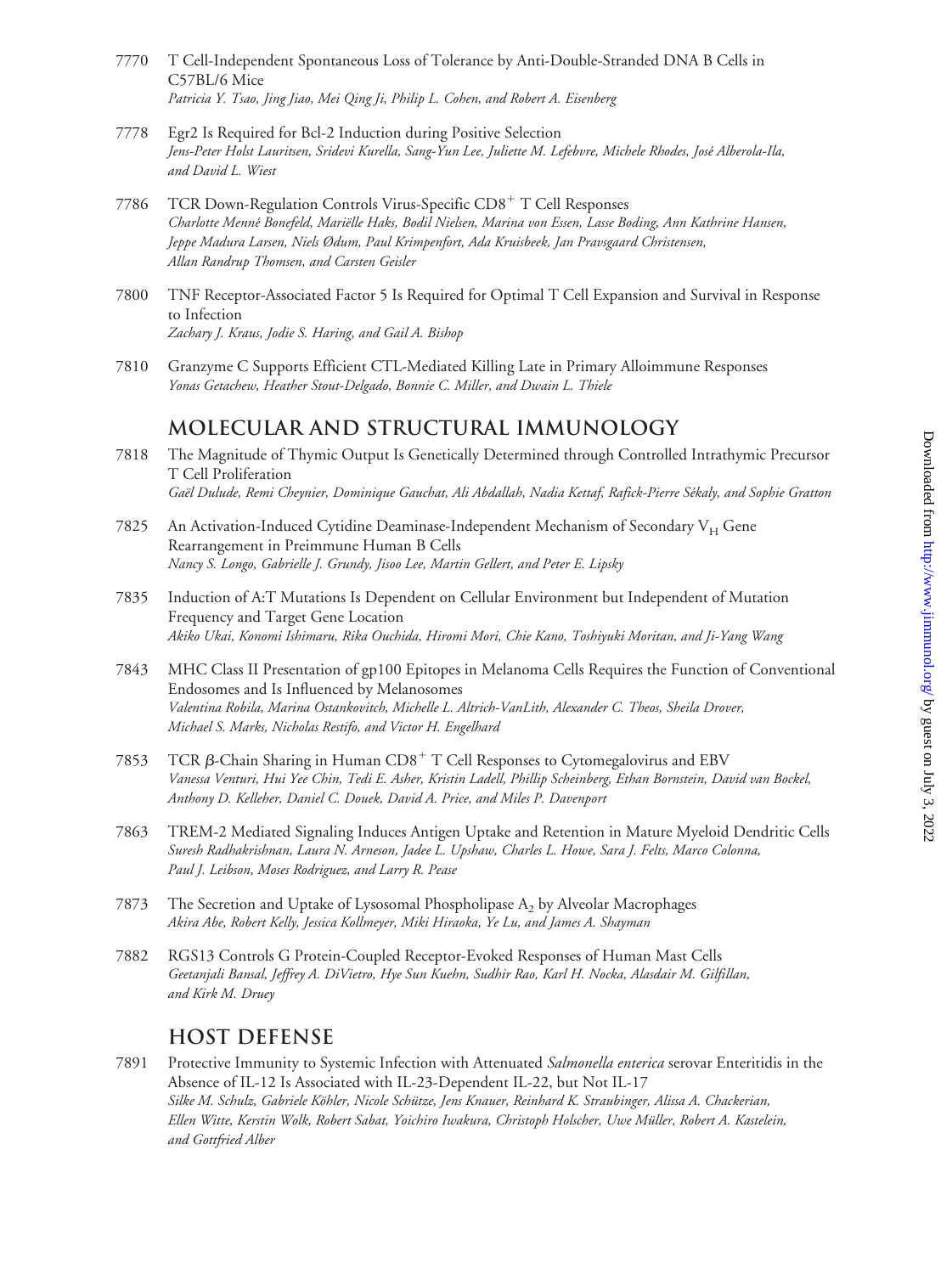7770 T Cell-Independent Spontaneous Loss of Tolerance by Anti-Double-Stranded DNA B Cells in C57BL/6 Mice
*Patricia Y. Tsao, Jing Jiao, Mei Qing Ji, Philip L. Cohen, and Robert A. Eisenberg*

7778 Egr2 Is Required for Bcl-2 Induction during Positive Selection
*Jens-Peter Holst Lauritsen, Sridevi Kurella, Sang-Yun Lee, Juliette M. Lefebvre, Michele Rhodes, José Alberola-Ila, and David L. Wiest*

7786 TCR Down-Regulation Controls Virus-Specific $CD8^+$ T Cell Responses
*Charlotte Menné Bonefeld, Mariëlle Haks, Bodil Nielsen, Marina von Essen, Lasse Boding, Ann Kathrine Hansen, Jeppe Madura Larsen, Niels Ødum, Paul Krimpenfort, Ada Kruisbeek, Jan Pravsgaard Christensen, Allan Randrup Thomsen, and Carsten Geisler*

7800 TNF Receptor-Associated Factor 5 Is Required for Optimal T Cell Expansion and Survival in Response to Infection
*Zachary J. Kraus, Jodie S. Haring, and Gail A. Bishop*

7810 Granzyme C Supports Efficient CTL-Mediated Killing Late in Primary Alloimmune Responses
*Yonas Getachew, Heather Stout-Delgado, Bonnie C. Miller, and Dwain L. Thiele*

## MOLECULAR AND STRUCTURAL IMMUNOLOGY

7818 The Magnitude of Thymic Output Is Genetically Determined through Controlled Intrathymic Precursor T Cell Proliferation
*Gaël Dulude, Remi Cheynier, Dominique Gauchat, Ali Abdallah, Nadia Kettaf, Rafick-Pierre Sékaly, and Sophie Gratton*

7825 An Activation-Induced Cytidine Deaminase-Independent Mechanism of Secondary $V_H$ Gene Rearrangement in Preimmune Human B Cells
*Nancy S. Longo, Gabrielle J. Grundy, Jisoo Lee, Martin Gellert, and Peter E. Lipsky*

7835 Induction of A:T Mutations Is Dependent on Cellular Environment but Independent of Mutation Frequency and Target Gene Location
*Akiko Ukai, Konomi Ishimaru, Rika Ouchida, Hiromi Mori, Chie Kano, Toshiyuki Moritan, and Ji-Yang Wang*

7843 MHC Class II Presentation of gp100 Epitopes in Melanoma Cells Requires the Function of Conventional Endosomes and Is Influenced by Melanosomes
*Valentina Robila, Marina Ostankovitch, Michelle L. Altrich-VanLith, Alexander C. Theos, Sheila Drover, Michael S. Marks, Nicholas Restifo, and Victor H. Engelhard*

7853 TCR $\beta$-Chain Sharing in Human $CD8^+$ T Cell Responses to Cytomegalovirus and EBV
*Vanessa Venturi, Hui Yee Chin, Tedi E. Asher, Kristin Ladell, Phillip Scheinberg, Ethan Bornstein, David van Bockel, Anthony D. Kelleher, Daniel C. Douek, David A. Price, and Miles P. Davenport*

7863 TREM-2 Mediated Signaling Induces Antigen Uptake and Retention in Mature Myeloid Dendritic Cells
*Suresh Radhakrishnan, Laura N. Arneson, Jadee L. Upshaw, Charles L. Howe, Sara J. Felts, Marco Colonna, Paul J. Leibson, Moses Rodriguez, and Larry R. Pease*

7873 The Secretion and Uptake of Lysosomal Phospholipase $A_2$ by Alveolar Macrophages
*Akira Abe, Robert Kelly, Jessica Kollmeyer, Miki Hiraoka, Ye Lu, and James A. Shayman*

7882 RGS13 Controls G Protein-Coupled Receptor-Evoked Responses of Human Mast Cells
*Geetanjali Bansal, Jeffrey A. DiVietro, Hye Sun Kuehn, Sudhir Rao, Karl H. Nocka, Alasdair M. Gilfillan, and Kirk M. Druey*

## HOST DEFENSE

7891 Protective Immunity to Systemic Infection with Attenuated *Salmonella enterica* serovar Enteritidis in the Absence of IL-12 Is Associated with IL-23-Dependent IL-22, but Not IL-17
*Silke M. Schulz, Gabriele Köhler, Nicole Schütze, Jens Knauer, Reinhard K. Straubinger, Alissa A. Chackerian, Ellen Witte, Kerstin Wolk, Robert Sabat, Yoichiro Iwakura, Christoph Holscher, Uwe Müller, Robert A. Kastelein, and Gottfried Alber*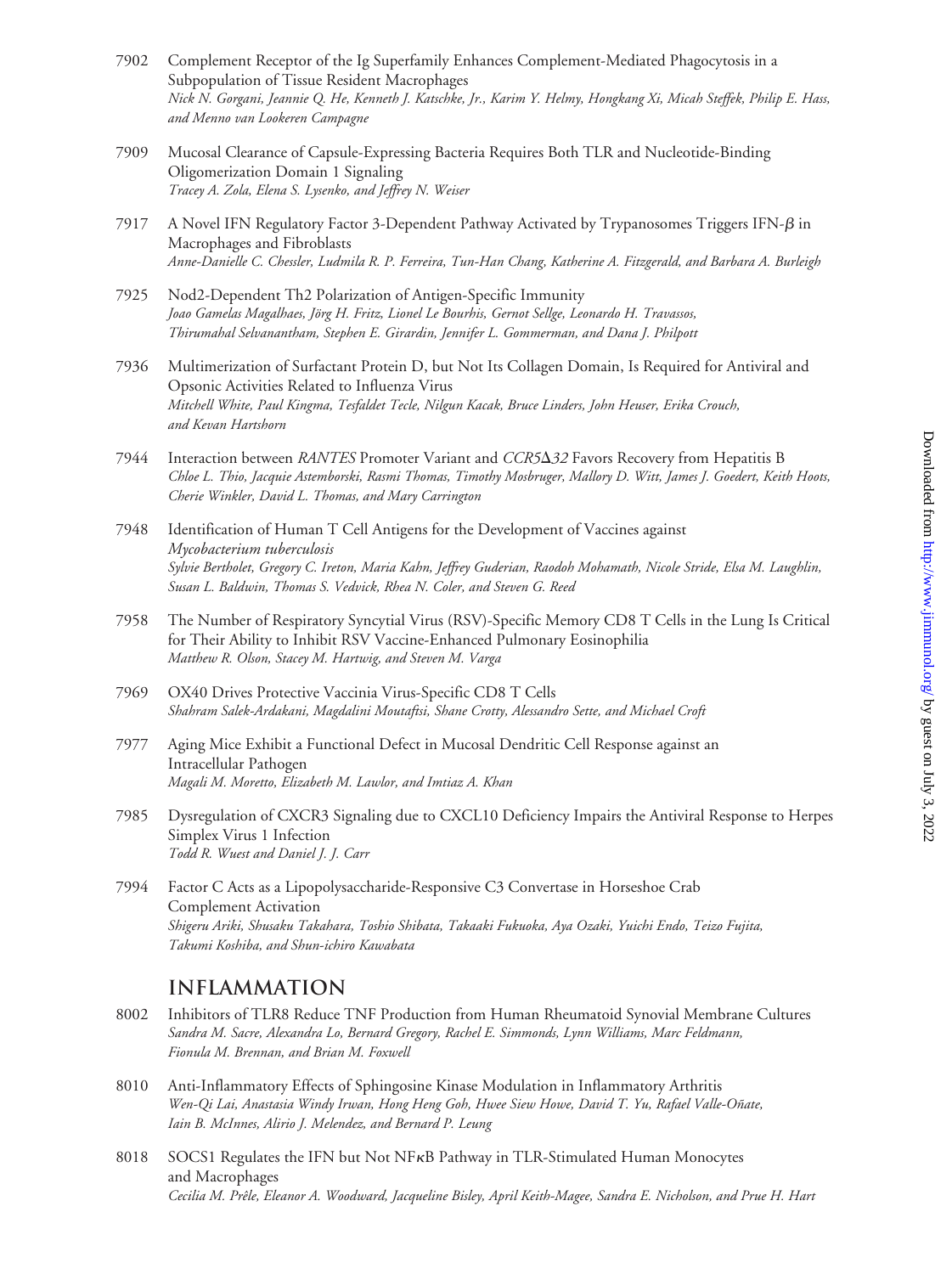7902 Complement Receptor of the Ig Superfamily Enhances Complement-Mediated Phagocytosis in a Subpopulation of Tissue Resident Macrophages
*Nick N. Gorgani, Jeannie Q. He, Kenneth J. Katschke, Jr., Karim Y. Helmy, Hongkang Xi, Micah Steffek, Philip E. Hass, and Menno van Lookeren Campagne*

7909 Mucosal Clearance of Capsule-Expressing Bacteria Requires Both TLR and Nucleotide-Binding Oligomerization Domain 1 Signaling
*Tracey A. Zola, Elena S. Lysenko, and Jeffrey N. Weiser*

7917 A Novel IFN Regulatory Factor 3-Dependent Pathway Activated by Trypanosomes Triggers IFN-β in Macrophages and Fibroblasts
*Anne-Danielle C. Chessler, Ludmila R. P. Ferreira, Tun-Han Chang, Katherine A. Fitzgerald, and Barbara A. Burleigh*

7925 Nod2-Dependent Th2 Polarization of Antigen-Specific Immunity
*Joao Gamelas Magalhaes, Jörg H. Fritz, Lionel Le Bourhis, Gernot Sellge, Leonardo H. Travassos, Thirumahal Selvanantham, Stephen E. Girardin, Jennifer L. Gommerman, and Dana J. Philpott*

7936 Multimerization of Surfactant Protein D, but Not Its Collagen Domain, Is Required for Antiviral and Opsonic Activities Related to Influenza Virus
*Mitchell White, Paul Kingma, Tesfaldet Tecle, Nilgun Kacak, Bruce Linders, John Heuser, Erika Crouch, and Kevan Hartshorn*

7944 Interaction between *RANTES* Promoter Variant and *CCR5Δ32* Favors Recovery from Hepatitis B
*Chloe L. Thio, Jacquie Astemborski, Rasmi Thomas, Timothy Mosbruger, Mallory D. Witt, James J. Goedert, Keith Hoots, Cherie Winkler, David L. Thomas, and Mary Carrington*

7948 Identification of Human T Cell Antigens for the Development of Vaccines against *Mycobacterium tuberculosis*
*Sylvie Bertholet, Gregory C. Ireton, Maria Kahn, Jeffrey Guderian, Raodoh Mohamath, Nicole Stride, Elsa M. Laughlin, Susan L. Baldwin, Thomas S. Vedvick, Rhea N. Coler, and Steven G. Reed*

7958 The Number of Respiratory Syncytial Virus (RSV)-Specific Memory CD8 T Cells in the Lung Is Critical for Their Ability to Inhibit RSV Vaccine-Enhanced Pulmonary Eosinophilia
*Matthew R. Olson, Stacey M. Hartwig, and Steven M. Varga*

7969 OX40 Drives Protective Vaccinia Virus-Specific CD8 T Cells
*Shahram Salek-Ardakani, Magdalini Moutaftsi, Shane Crotty, Alessandro Sette, and Michael Croft*

7977 Aging Mice Exhibit a Functional Defect in Mucosal Dendritic Cell Response against an Intracellular Pathogen
*Magali M. Moretto, Elizabeth M. Lawlor, and Imtiaz A. Khan*

7985 Dysregulation of CXCR3 Signaling due to CXCL10 Deficiency Impairs the Antiviral Response to Herpes Simplex Virus 1 Infection
*Todd R. Wuest and Daniel J. J. Carr*

7994 Factor C Acts as a Lipopolysaccharide-Responsive C3 Convertase in Horseshoe Crab Complement Activation
*Shigeru Ariki, Shusaku Takahara, Toshio Shibata, Takaaki Fukuoka, Aya Ozaki, Yuichi Endo, Teizo Fujita, Takumi Koshiba, and Shun-ichiro Kawabata*

## INFLAMMATION

8002 Inhibitors of TLR8 Reduce TNF Production from Human Rheumatoid Synovial Membrane Cultures
*Sandra M. Sacre, Alexandra Lo, Bernard Gregory, Rachel E. Simmonds, Lynn Williams, Marc Feldmann, Fionula M. Brennan, and Brian M. Foxwell*

8010 Anti-Inflammatory Effects of Sphingosine Kinase Modulation in Inflammatory Arthritis
*Wen-Qi Lai, Anastasia Windy Irwan, Hong Heng Goh, Hwee Siew Howe, David T. Yu, Rafael Valle-Oñate, Iain B. McInnes, Alirio J. Melendez, and Bernard P. Leung*

8018 SOCS1 Regulates the IFN but Not NFκB Pathway in TLR-Stimulated Human Monocytes and Macrophages
*Cecilia M. Prêle, Eleanor A. Woodward, Jacqueline Bisley, April Keith-Magee, Sandra E. Nicholson, and Prue H. Hart*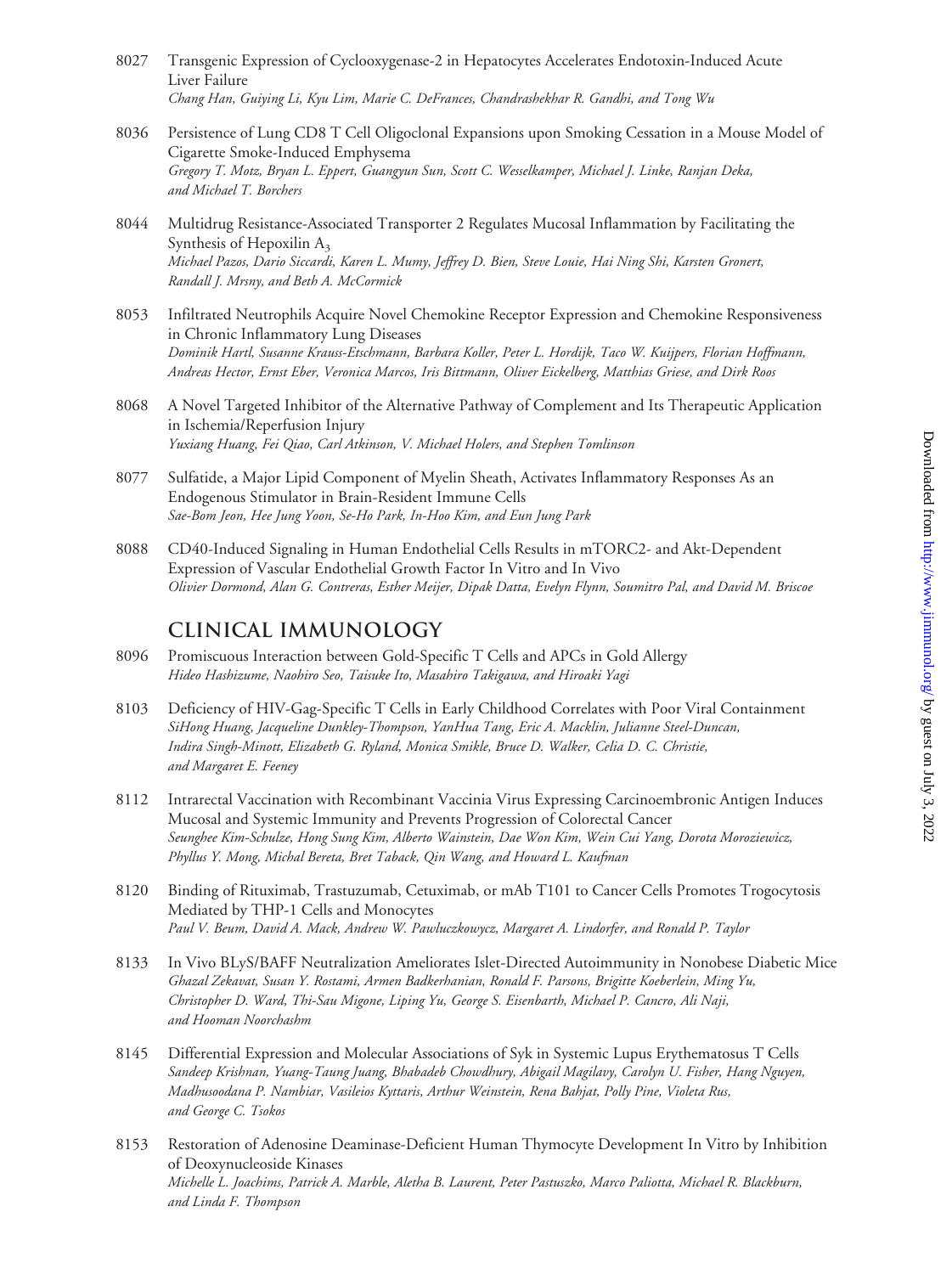8027 Transgenic Expression of Cyclooxygenase-2 in Hepatocytes Accelerates Endotoxin-Induced Acute Liver Failure
*Chang Han, Guiying Li, Kyu Lim, Marie C. DeFrances, Chandrashekhar R. Gandhi, and Tong Wu*

8036 Persistence of Lung CD8 T Cell Oligoclonal Expansions upon Smoking Cessation in a Mouse Model of Cigarette Smoke-Induced Emphysema
*Gregory T. Motz, Bryan L. Eppert, Guangyun Sun, Scott C. Wesselkamper, Michael J. Linke, Ranjan Deka, and Michael T. Borchers*

8044 Multidrug Resistance-Associated Transporter 2 Regulates Mucosal Inflammation by Facilitating the Synthesis of Hepoxilin $A_3$
*Michael Pazos, Dario Siccardi, Karen L. Mumy, Jeffrey D. Bien, Steve Louie, Hai Ning Shi, Karsten Gronert, Randall J. Mrsny, and Beth A. McCormick*

8053 Infiltrated Neutrophils Acquire Novel Chemokine Receptor Expression and Chemokine Responsiveness in Chronic Inflammatory Lung Diseases
*Dominik Hartl, Susanne Krauss-Etschmann, Barbara Koller, Peter L. Hordijk, Taco W. Kuijpers, Florian Hoffmann, Andreas Hector, Ernst Eber, Veronica Marcos, Iris Bittmann, Oliver Eickelberg, Matthias Griese, and Dirk Roos*

8068 A Novel Targeted Inhibitor of the Alternative Pathway of Complement and Its Therapeutic Application in Ischemia/Reperfusion Injury
*Yuxiang Huang, Fei Qiao, Carl Atkinson, V. Michael Holers, and Stephen Tomlinson*

8077 Sulfatide, a Major Lipid Component of Myelin Sheath, Activates Inflammatory Responses As an Endogenous Stimulator in Brain-Resident Immune Cells
*Sae-Bom Jeon, Hee Jung Yoon, Se-Ho Park, In-Hoo Kim, and Eun Jung Park*

8088 CD40-Induced Signaling in Human Endothelial Cells Results in mTORC2- and Akt-Dependent Expression of Vascular Endothelial Growth Factor In Vitro and In Vivo
*Olivier Dormond, Alan G. Contreras, Esther Meijer, Dipak Datta, Evelyn Flynn, Soumitro Pal, and David M. Briscoe*

## CLINICAL IMMUNOLOGY

8096 Promiscuous Interaction between Gold-Specific T Cells and APCs in Gold Allergy
*Hideo Hashizume, Naohiro Seo, Taisuke Ito, Masahiro Takigawa, and Hiroaki Yagi*

8103 Deficiency of HIV-Gag-Specific T Cells in Early Childhood Correlates with Poor Viral Containment
*SiHong Huang, Jacqueline Dunkley-Thompson, YanHua Tang, Eric A. Macklin, Julianne Steel-Duncan, Indira Singh-Minott, Elizabeth G. Ryland, Monica Smikle, Bruce D. Walker, Celia D. C. Christie, and Margaret E. Feeney*

8112 Intrarectal Vaccination with Recombinant Vaccinia Virus Expressing Carcinoembronic Antigen Induces Mucosal and Systemic Immunity and Prevents Progression of Colorectal Cancer
*Seunghee Kim-Schulze, Hong Sung Kim, Alberto Wainstein, Dae Won Kim, Wein Cui Yang, Dorota Moroziewicz, Phyllus Y. Mong, Michal Bereta, Bret Taback, Qin Wang, and Howard L. Kaufman*

8120 Binding of Rituximab, Trastuzumab, Cetuximab, or mAb T101 to Cancer Cells Promotes Trogocytosis Mediated by THP-1 Cells and Monocytes
*Paul V. Beum, David A. Mack, Andrew W. Pawluczkowycz, Margaret A. Lindorfer, and Ronald P. Taylor*

8133 In Vivo BLyS/BAFF Neutralization Ameliorates Islet-Directed Autoimmunity in Nonobese Diabetic Mice
*Ghazal Zekavat, Susan Y. Rostami, Armen Badkerhanian, Ronald F. Parsons, Brigitte Koeberlein, Ming Yu, Christopher D. Ward, Thi-Sau Migone, Liping Yu, George S. Eisenbarth, Michael P. Cancro, Ali Naji, and Hooman Noorchashm*

8145 Differential Expression and Molecular Associations of Syk in Systemic Lupus Erythematosus T Cells
*Sandeep Krishnan, Yuang-Taung Juang, Bhabadeb Chowdhury, Abigail Magilavy, Carolyn U. Fisher, Hang Nguyen, Madhusoodana P. Nambiar, Vasileios Kyttaris, Arthur Weinstein, Rena Bahjat, Polly Pine, Violeta Rus, and George C. Tsokos*

8153 Restoration of Adenosine Deaminase-Deficient Human Thymocyte Development In Vitro by Inhibition of Deoxynucleoside Kinases
*Michelle L. Joachims, Patrick A. Marble, Aletha B. Laurent, Peter Pastuszko, Marco Paliotta, Michael R. Blackburn, and Linda F. Thompson*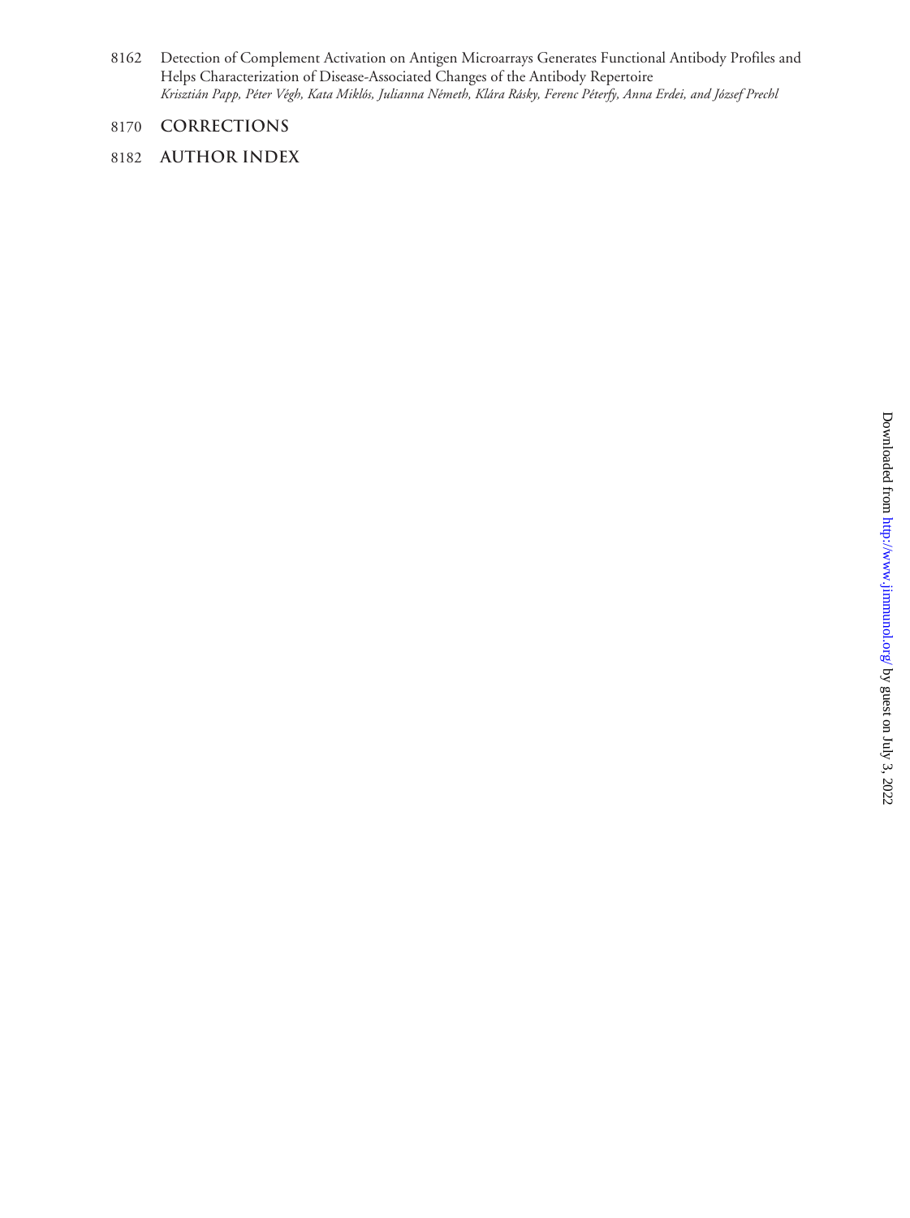8162 Detection of Complement Activation on Antigen Microarrays Generates Functional Antibody Profiles and Helps Characterization of Disease-Associated Changes of the Antibody Repertoire
*Krisztián Papp, Péter Végh, Kata Miklós, Julianna Németh, Klára Rásky, Ferenc Péterfy, Anna Erdei, and József Prechl*

8170 **CORRECTIONS**

8182 **AUTHOR INDEX**